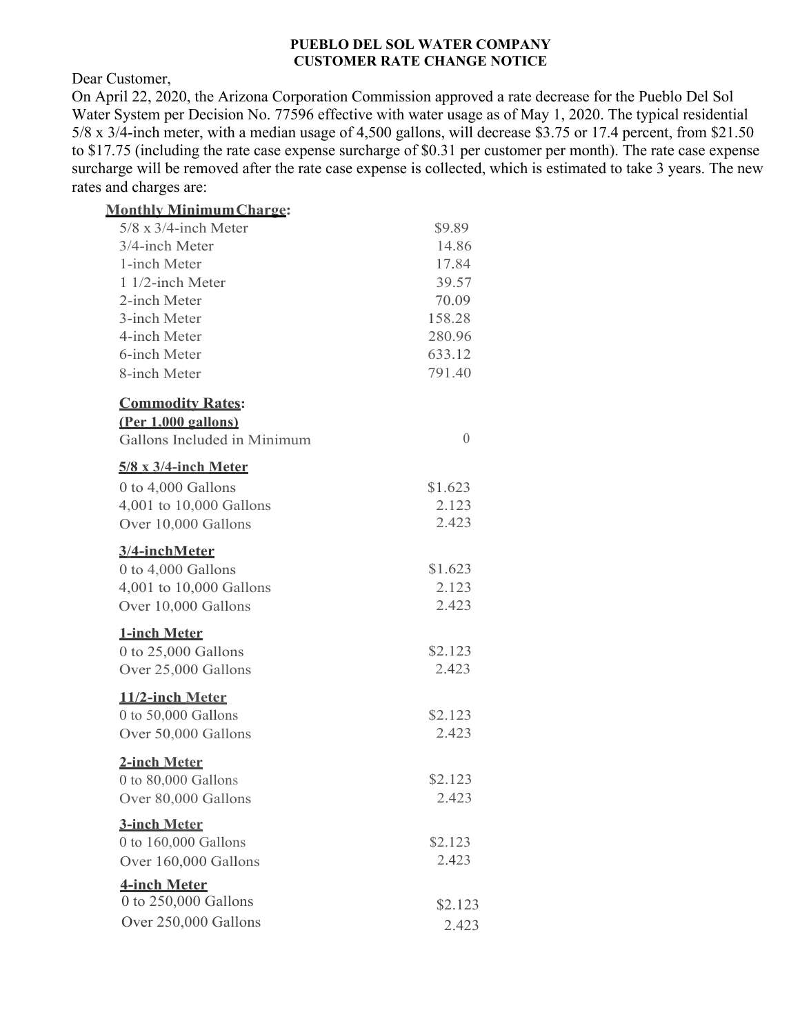**PUEBLO DEL SOL WATER COMPANY**
**CUSTOMER RATE CHANGE NOTICE**

Dear Customer,

On April 22, 2020, the Arizona Corporation Commission approved a rate decrease for the Pueblo Del Sol Water System per Decision No. 77596 effective with water usage as of May 1, 2020. The typical residential 5/8 x 3/4-inch meter, with a median usage of 4,500 gallons, will decrease $3.75 or 17.4 percent, from $21.50 to $17.75 (including the rate case expense surcharge of $0.31 per customer per month). The rate case expense surcharge will be removed after the rate case expense is collected, which is estimated to take 3 years. The new rates and charges are:

**Monthly Minimum Charge:**

| | |
|---|---|
| 5/8 x 3/4-inch Meter | $9.89 |
| 3/4-inch Meter | 14.86 |
| 1-inch Meter | 17.84 |
| 1 1/2-inch Meter | 39.57 |
| 2-inch Meter | 70.09 |
| 3-inch Meter | 158.28 |
| 4-inch Meter | 280.96 |
| 6-inch Meter | 633.12 |
| 8-inch Meter | 791.40 |

**Commodity Rates:**
**(Per 1,000 gallons)**

| | |
|---|---|
| Gallons Included in Minimum | 0 |
| **5/8 x 3/4-inch Meter** | |
| 0 to 4,000 Gallons | $1.623 |
| 4,001 to 10,000 Gallons | 2.123 |
| Over 10,000 Gallons | 2.423 |
| **3/4-inchMeter** | |
| 0 to 4,000 Gallons | $1.623 |
| 4,001 to 10,000 Gallons | 2.123 |
| Over 10,000 Gallons | 2.423 |
| **1-inch Meter** | |
| 0 to 25,000 Gallons | $2.123 |
| Over 25,000 Gallons | 2.423 |
| **11/2-inch Meter** | |
| 0 to 50,000 Gallons | $2.123 |
| Over 50,000 Gallons | 2.423 |
| **2-inch Meter** | |
| 0 to 80,000 Gallons | $2.123 |
| Over 80,000 Gallons | 2.423 |
| **3-inch Meter** | |
| 0 to 160,000 Gallons | $2.123 |
| Over 160,000 Gallons | 2.423 |
| **4-inch Meter** | |
| 0 to 250,000 Gallons | $2.123 |
| Over 250,000 Gallons | 2.423 |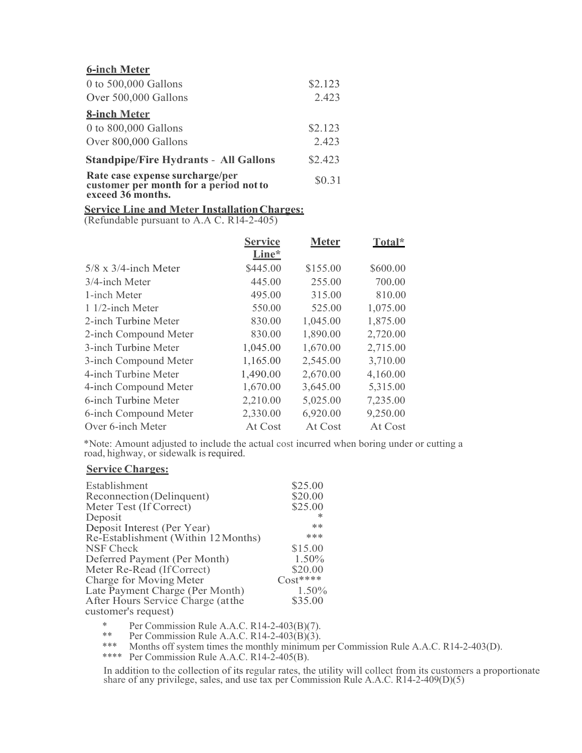**6-inch Meter**

| | |
|---|---|
| 0 to 500,000 Gallons | $2.123 |
| Over 500,000 Gallons | 2.423 |

**8-inch Meter**

| | |
|---|---|
| 0 to 800,000 Gallons | $2.123 |
| Over 800,000 Gallons | 2.423 |
| **Standpipe/Fire Hydrants - All Gallons** | $2.423 |
| **Rate case expense surcharge/per customer per month for a period not to exceed 36 months.** | $0.31 |

**Service Line and Meter Installation Charges:**
(Refundable pursuant to A.A C. R14-2-405)

| | Service Line* | Meter | Total* |
|---|---|---|---|
| 5/8 x 3/4-inch Meter | $445.00 | $155.00 | $600.00 |
| 3/4-inch Meter | 445.00 | 255.00 | 700.00 |
| 1-inch Meter | 495.00 | 315.00 | 810.00 |
| 1 1/2-inch Meter | 550.00 | 525.00 | 1,075.00 |
| 2-inch Turbine Meter | 830.00 | 1,045.00 | 1,875.00 |
| 2-inch Compound Meter | 830.00 | 1,890.00 | 2,720.00 |
| 3-inch Turbine Meter | 1,045.00 | 1,670.00 | 2,715.00 |
| 3-inch Compound Meter | 1,165.00 | 2,545.00 | 3,710.00 |
| 4-inch Turbine Meter | 1,490.00 | 2,670.00 | 4,160.00 |
| 4-inch Compound Meter | 1,670.00 | 3,645.00 | 5,315.00 |
| 6-inch Turbine Meter | 2,210.00 | 5,025.00 | 7,235.00 |
| 6-inch Compound Meter | 2,330.00 | 6,920.00 | 9,250.00 |
| Over 6-inch Meter | At Cost | At Cost | At Cost |

*Note: Amount adjusted to include the actual cost incurred when boring under or cutting a road, highway, or sidewalk is required.

**Service Charges:**

| | |
|---|---|
| Establishment | $25.00 |
| Reconnection (Delinquent) | $20.00 |
| Meter Test (If Correct) | $25.00 |
| Deposit | * |
| Deposit Interest (Per Year) | ** |
| Re-Establishment (Within 12 Months) | *** |
| NSF Check | $15.00 |
| Deferred Payment (Per Month) | 1.50% |
| Meter Re-Read (If Correct) | $20.00 |
| Charge for Moving Meter | Cost**** |
| Late Payment Charge (Per Month) | 1.50% |
| After Hours Service Charge (at the customer's request) | $35.00 |

\* Per Commission Rule A.A.C. R14-2-403(B)(7).
\*\* Per Commission Rule A.A.C. R14-2-403(B)(3).
\*\*\* Months off system times the monthly minimum per Commission Rule A.A.C. R14-2-403(D).
\*\*\*\* Per Commission Rule A.A.C. R14-2-405(B).

In addition to the collection of its regular rates, the utility will collect from its customers a proportionate share of any privilege, sales, and use tax per Commission Rule A.A.C. R14-2-409(D)(5)